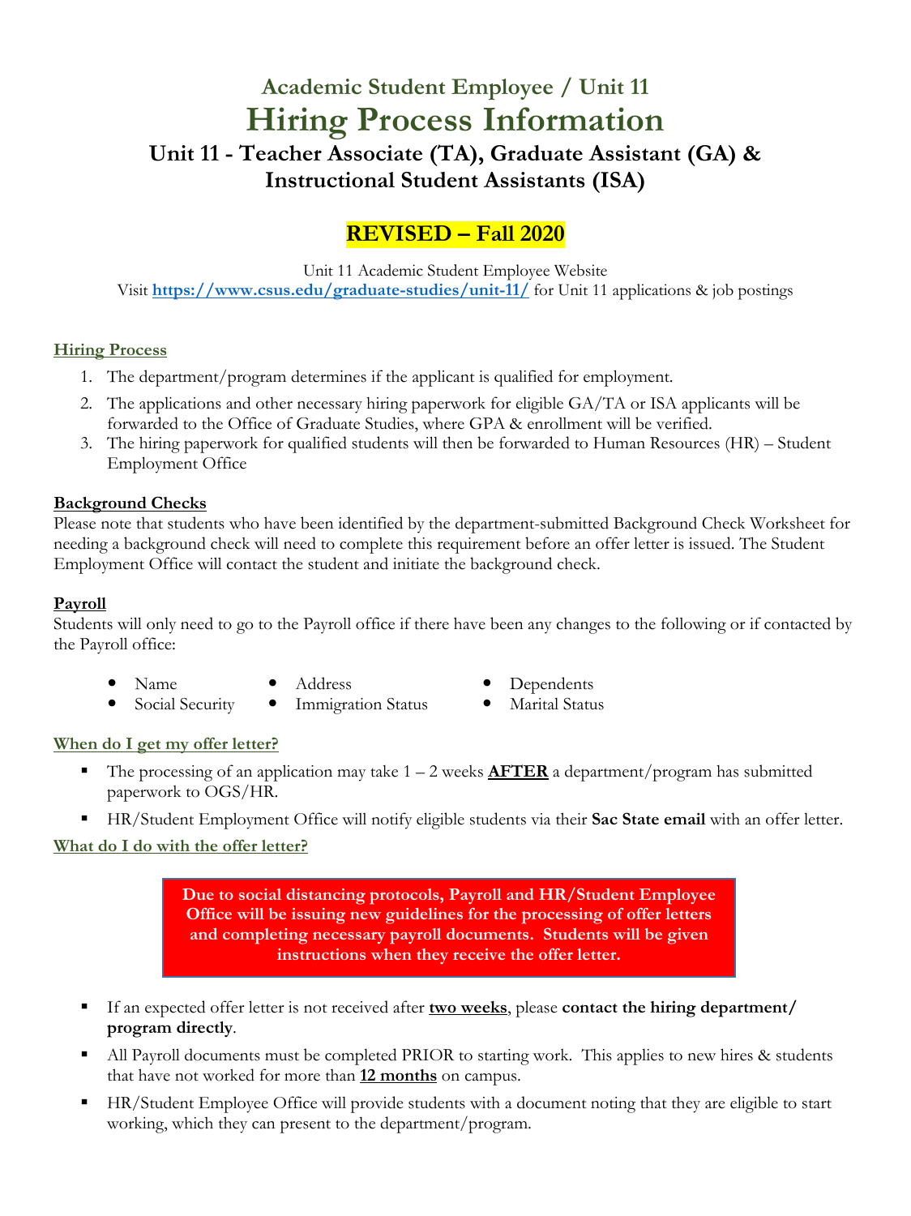## Academic Student Employee / Unit 11

# Hiring Process Information

### Unit 11 - Teacher Associate (TA), Graduate Assistant (GA) & Instructional Student Assistants (ISA)

**REVISED – Fall 2020**

Unit 11 Academic Student Employee Website
Visit **https://www.csus.edu/graduate-studies/unit-11/** for Unit 11 applications & job postings

### Hiring Process

1. The department/program determines if the applicant is qualified for employment.
2. The applications and other necessary hiring paperwork for eligible GA/TA or ISA applicants will be forwarded to the Office of Graduate Studies, where GPA & enrollment will be verified.
3. The hiring paperwork for qualified students will then be forwarded to Human Resources (HR) – Student Employment Office

### Background Checks

Please note that students who have been identified by the department-submitted Background Check Worksheet for needing a background check will need to complete this requirement before an offer letter is issued. The Student Employment Office will contact the student and initiate the background check.

### Payroll

Students will only need to go to the Payroll office if there have been any changes to the following or if contacted by the Payroll office:

- Name
- Social Security
- Address
- Immigration Status
- Dependents
- Marital Status

### When do I get my offer letter?

- The processing of an application may take 1 – 2 weeks **AFTER** a department/program has submitted paperwork to OGS/HR.
- HR/Student Employment Office will notify eligible students via their **Sac State email** with an offer letter.

### What do I do with the offer letter?

**Due to social distancing protocols, Payroll and HR/Student Employee Office will be issuing new guidelines for the processing of offer letters and completing necessary payroll documents. Students will be given instructions when they receive the offer letter.**

- If an expected offer letter is not received after **two weeks**, please **contact the hiring department/ program directly**.
- All Payroll documents must be completed PRIOR to starting work. This applies to new hires & students that have not worked for more than **12 months** on campus.
- HR/Student Employee Office will provide students with a document noting that they are eligible to start working, which they can present to the department/program.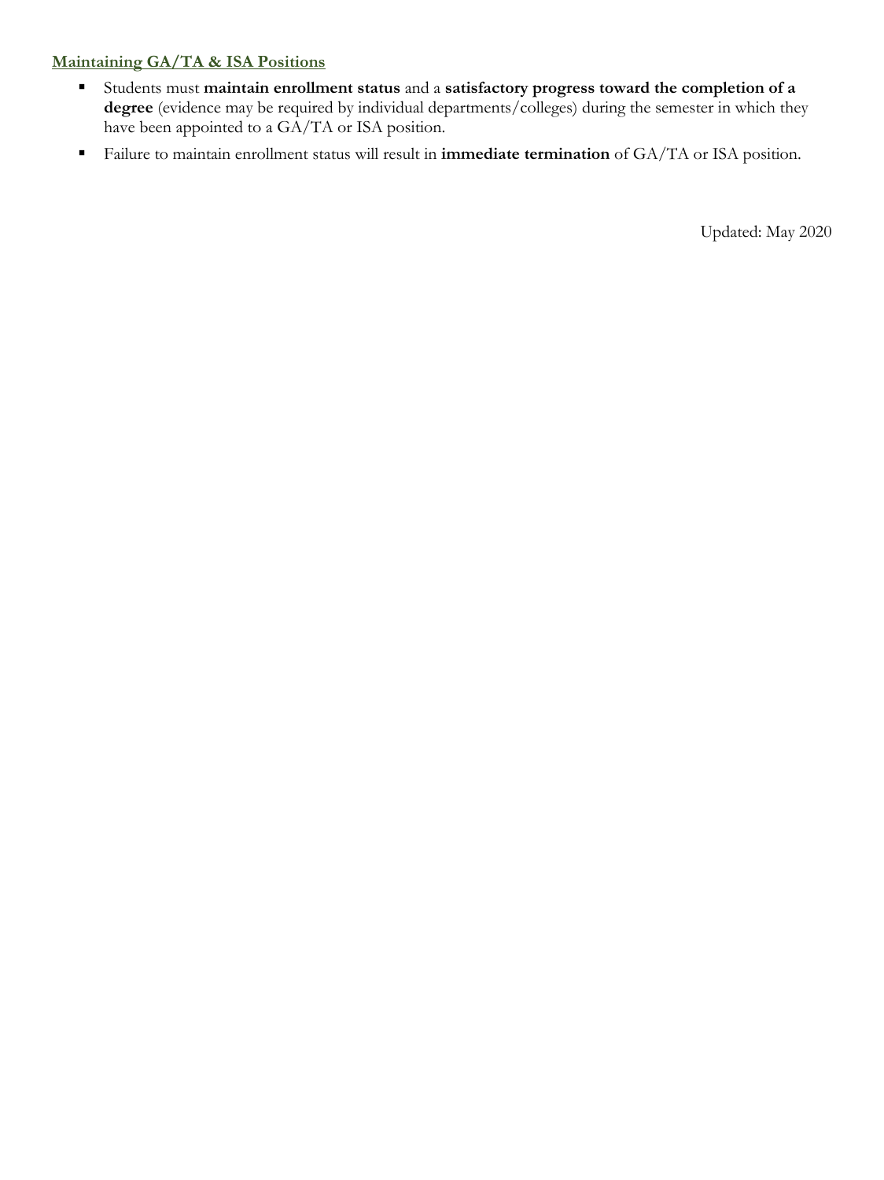## Maintaining GA/TA & ISA Positions

- Students must **maintain enrollment status** and a **satisfactory progress toward the completion of a degree** (evidence may be required by individual departments/colleges) during the semester in which they have been appointed to a GA/TA or ISA position.
- Failure to maintain enrollment status will result in **immediate termination** of GA/TA or ISA position.

Updated: May 2020